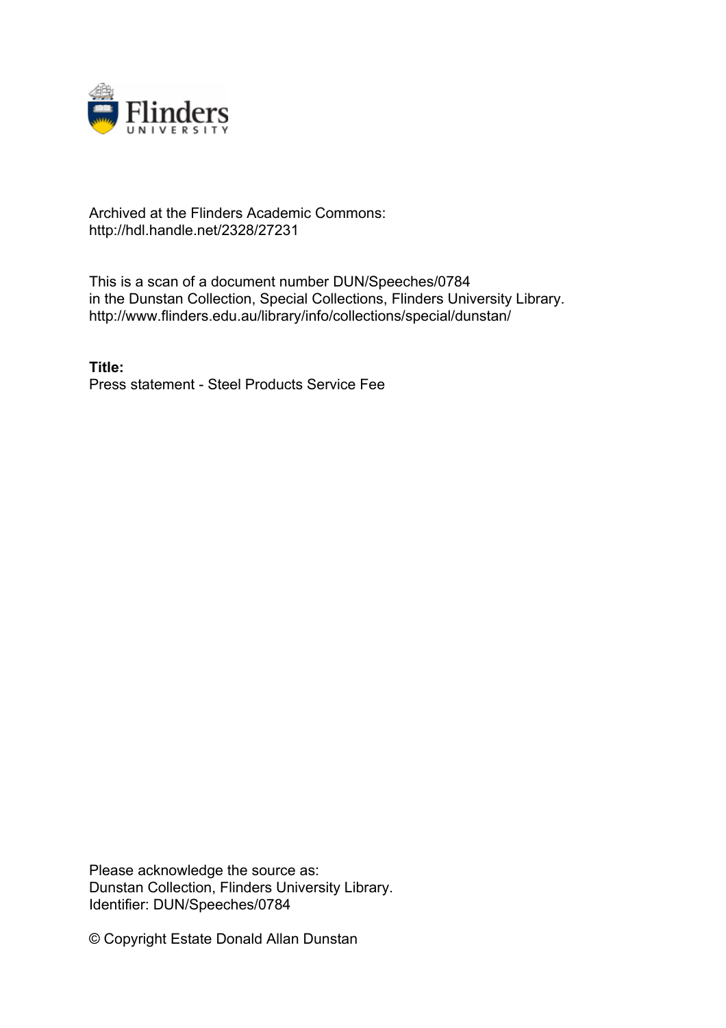Archived at the Flinders Academic Commons:
http://hdl.handle.net/2328/27231

This is a scan of a document number DUN/Speeches/0784
in the Dunstan Collection, Special Collections, Flinders University Library.
http://www.flinders.edu.au/library/info/collections/special/dunstan/

**Title:**
Press statement - Steel Products Service Fee

Please acknowledge the source as:
Dunstan Collection, Flinders University Library.
Identifier: DUN/Speeches/0784

© Copyright Estate Donald Allan Dunstan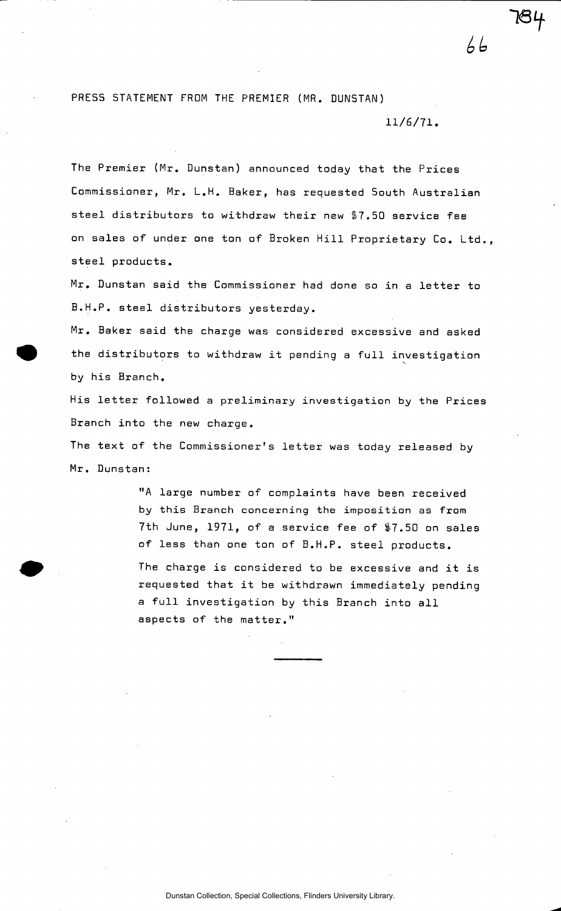PRESS STATEMENT FROM THE PREMIER (MR. DUNSTAN)

11/6/71.

The Premier (Mr. Dunstan) announced today that the Prices Commissioner, Mr. L.H. Baker, has requested South Australian steel distributors to withdraw their new $7.50 service fee on sales of under one ton of Broken Hill Proprietary Co. Ltd., steel products.

Mr. Dunstan said the Commissioner had done so in a letter to B.H.P. steel distributors yesterday.

Mr. Baker said the charge was considered excessive and asked the distributors to withdraw it pending a full investigation by his Branch.

His letter followed a preliminary investigation by the Prices Branch into the new charge.

The text of the Commissioner's letter was today released by Mr. Dunstan:

> "A large number of complaints have been received by this Branch concerning the imposition as from 7th June, 1971, of a service fee of $7.50 on sales of less than one ton of B.H.P. steel products.
>
> The charge is considered to be excessive and it is requested that it be withdrawn immediately pending a full investigation by this Branch into all aspects of the matter."

---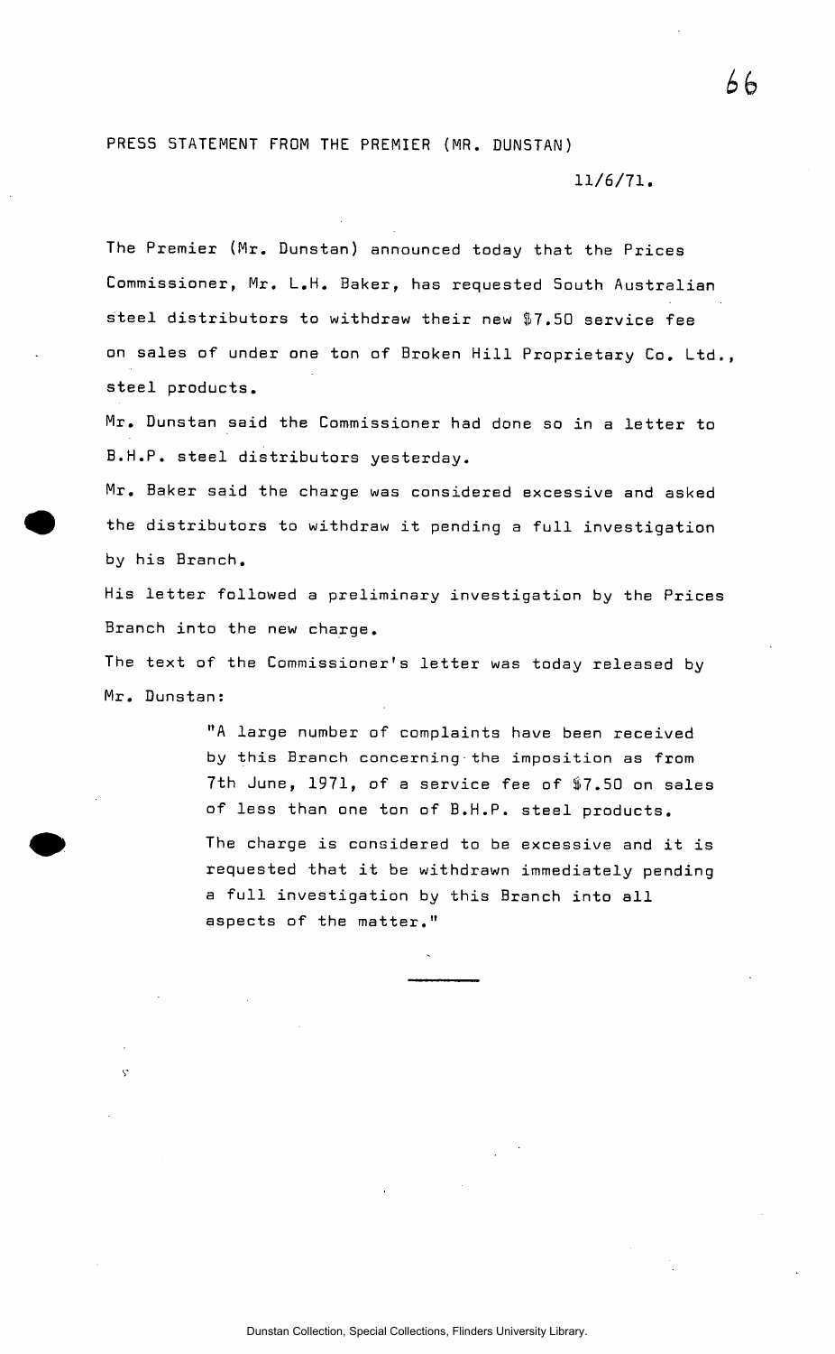PRESS STATEMENT FROM THE PREMIER (MR. DUNSTAN)

11/6/71.

The Premier (Mr. Dunstan) announced today that the Prices Commissioner, Mr. L.H. Baker, has requested South Australian steel distributors to withdraw their new $7.50 service fee on sales of under one ton of Broken Hill Proprietary Co. Ltd., steel products.

Mr. Dunstan said the Commissioner had done so in a letter to B.H.P. steel distributors yesterday.

Mr. Baker said the charge was considered excessive and asked the distributors to withdraw it pending a full investigation by his Branch.

His letter followed a preliminary investigation by the Prices Branch into the new charge.

The text of the Commissioner's letter was today released by Mr. Dunstan:

> "A large number of complaints have been received by this Branch concerning the imposition as from 7th June, 1971, of a service fee of $7.50 on sales of less than one ton of B.H.P. steel products.
>
> The charge is considered to be excessive and it is requested that it be withdrawn immediately pending a full investigation by this Branch into all aspects of the matter."

---